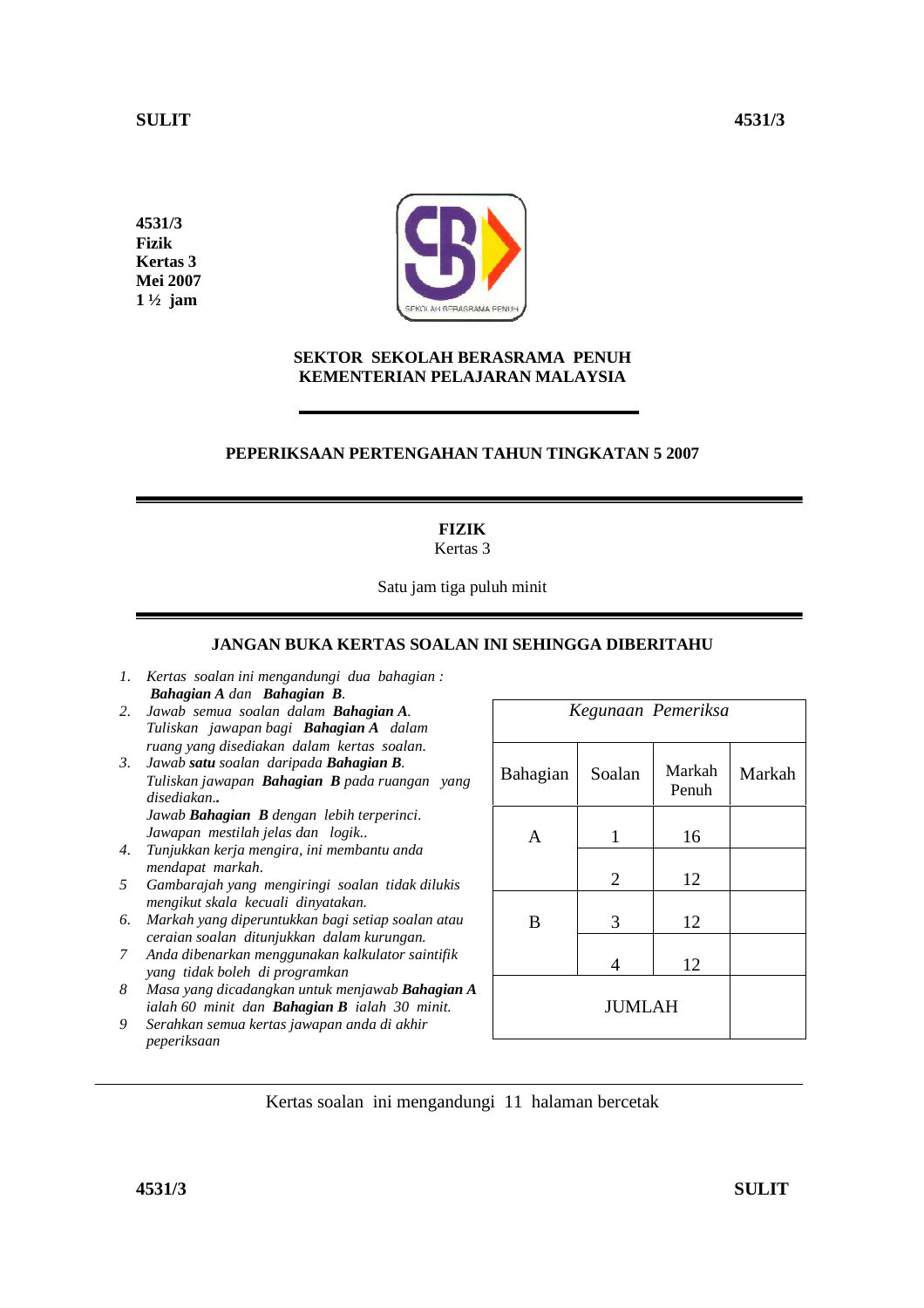**4531/3**
**Fizik**
**Kertas 3**
**Mei 2007**
**1 ½ jam**

**SEKTOR SEKOLAH BERASRAMA PENUH**
**KEMENTERIAN PELAJARAN MALAYSIA**

---

**PEPERIKSAAN PERTENGAHAN TAHUN TINGKATAN 5 2007**

---

**FIZIK**
Kertas 3

Satu jam tiga puluh minit

---

**JANGAN BUKA KERTAS SOALAN INI SEHINGGA DIBERITAHU**

1. *Kertas soalan ini mengandungi dua bahagian :* ***Bahagian A*** *dan* ***Bahagian B****.*
2. *Jawab semua soalan dalam* ***Bahagian A****. Tuliskan jawapan bagi* ***Bahagian A*** *dalam ruang yang disediakan dalam kertas soalan.*
3. *Jawab* ***satu*** *soalan daripada* ***Bahagian B****. Tuliskan jawapan* ***Bahagian B*** *pada ruangan yang disediakan..* *Jawab* ***Bahagian B*** *dengan lebih terperinci. Jawapan mestilah jelas dan logik..*
4. *Tunjukkan kerja mengira, ini membantu anda mendapat markah.*
5. *Gambarajah yang mengiringi soalan tidak dilukis mengikut skala kecuali dinyatakan.*
6. *Markah yang diperuntukkan bagi setiap soalan atau ceraian soalan ditunjukkan dalam kurungan.*
7. *Anda dibenarkan menggunakan kalkulator saintifik yang tidak boleh di programkan*
8. *Masa yang dicadangkan untuk menjawab* ***Bahagian A*** *ialah 60 minit dan* ***Bahagian B*** *ialah 30 minit.*
9. *Serahkan semua kertas jawapan anda di akhir peperiksaan*

| *Kegunaan Pemeriksa* | | | |
|---|---|---|---|
| Bahagian | Soalan | Markah Penuh | Markah |
| A | 1 | 16 | |
| | 2 | 12 | |
| B | 3 | 12 | |
| | 4 | 12 | |
| JUMLAH | | | |

Kertas soalan ini mengandungi 11 halaman bercetak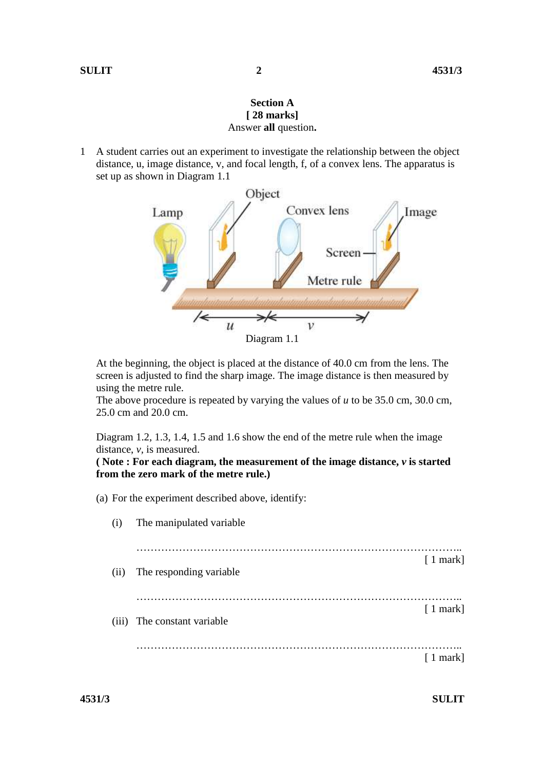**Section A**
**[ 28 marks]**
Answer **all** question**.**

1 A student carries out an experiment to investigate the relationship between the object distance, u, image distance, v, and focal length, f, of a convex lens. The apparatus is set up as shown in Diagram 1.1

Diagram 1.1

At the beginning, the object is placed at the distance of 40.0 cm from the lens. The screen is adjusted to find the sharp image. The image distance is then measured by using the metre rule.
The above procedure is repeated by varying the values of $u$ to be 35.0 cm, 30.0 cm, 25.0 cm and 20.0 cm.

Diagram 1.2, 1.3, 1.4, 1.5 and 1.6 show the end of the metre rule when the image distance, $v$, is measured.
**( Note : For each diagram, the measurement of the image distance, $v$ is started from the zero mark of the metre rule.)**

(a) For the experiment described above, identify:

(i) The manipulated variable

……………………………………………………………………………….. [ 1 mark]

(ii) The responding variable

……………………………………………………………………………….. [ 1 mark]

(iii) The constant variable

……………………………………………………………………………….. [ 1 mark]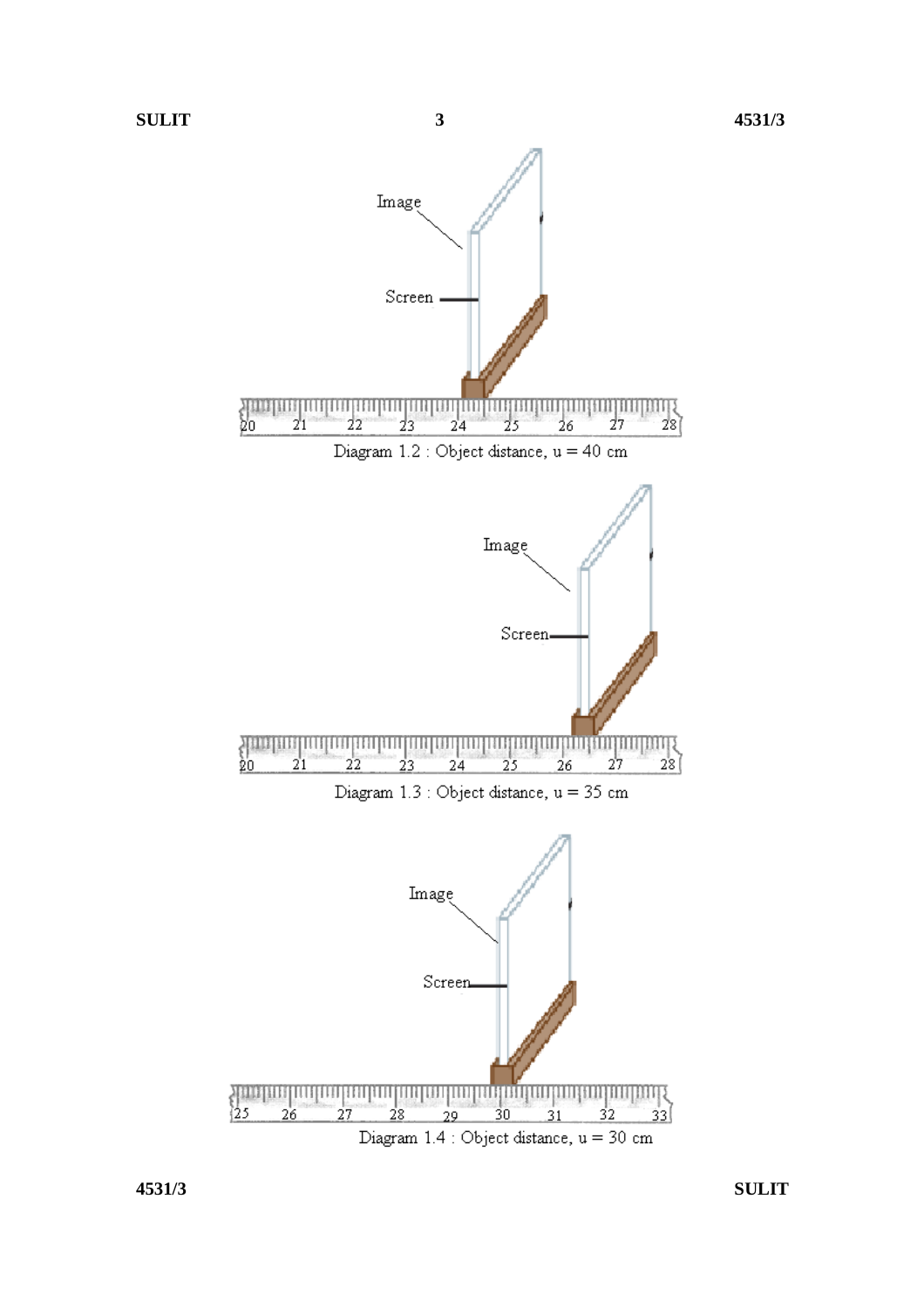Image

Screen

Diagram 1.2 : Object distance, u = 40 cm

Image

Screen

Diagram 1.3 : Object distance, u = 35 cm

Image

Screen

Diagram 1.4 : Object distance, u = 30 cm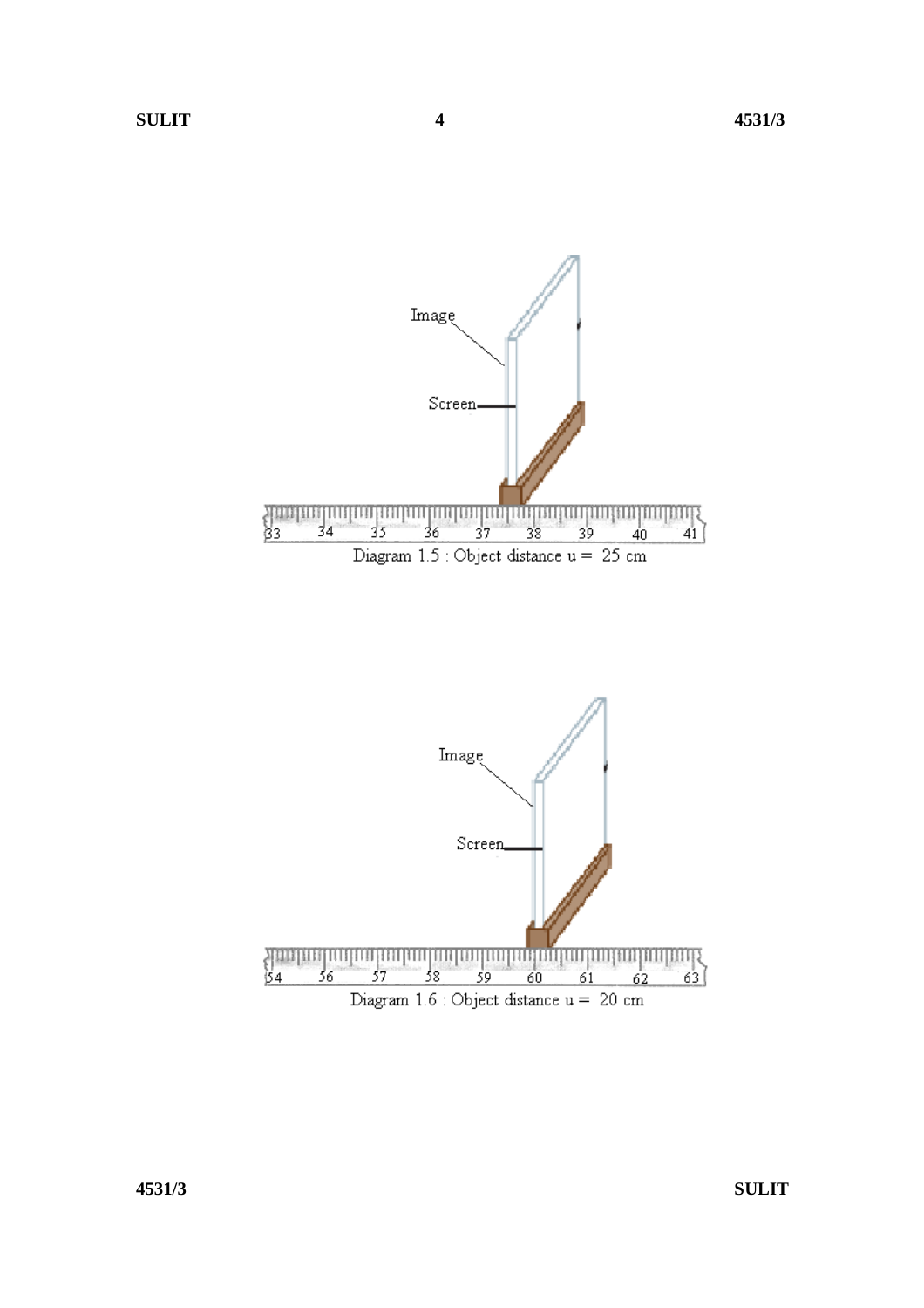Image

Screen

Diagram 1.5 : Object distance u = 25 cm

Image

Screen

Diagram 1.6 : Object distance u = 20 cm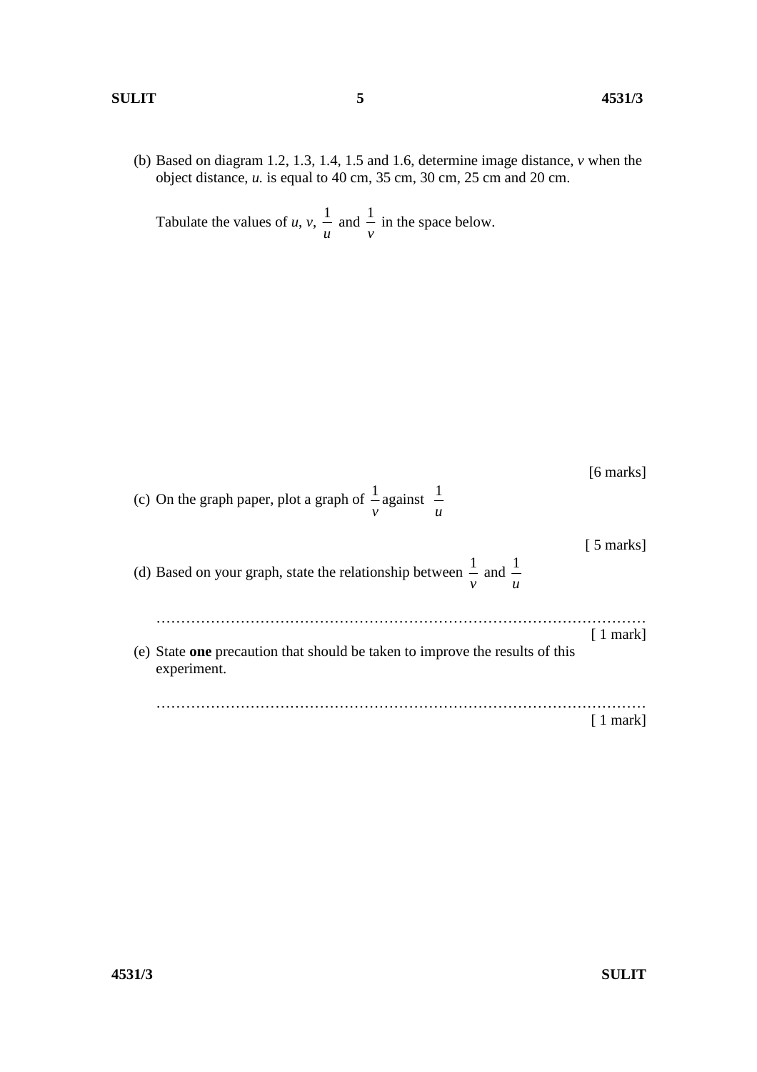(b) Based on diagram 1.2, 1.3, 1.4, 1.5 and 1.6, determine image distance, $v$ when the object distance, $u$. is equal to 40 cm, 35 cm, 30 cm, 25 cm and 20 cm.

Tabulate the values of $u$, $v$, $\frac{1}{u}$ and $\frac{1}{v}$ in the space below.

[6 marks]

(c) On the graph paper, plot a graph of $\frac{1}{v}$ against $\frac{1}{u}$

[ 5 marks]

(d) Based on your graph, state the relationship between $\frac{1}{v}$ and $\frac{1}{u}$

…………………………………………………………………………………………

[ 1 mark]

(e) State **one** precaution that should be taken to improve the results of this experiment.

…………………………………………………………………………………………

[ 1 mark]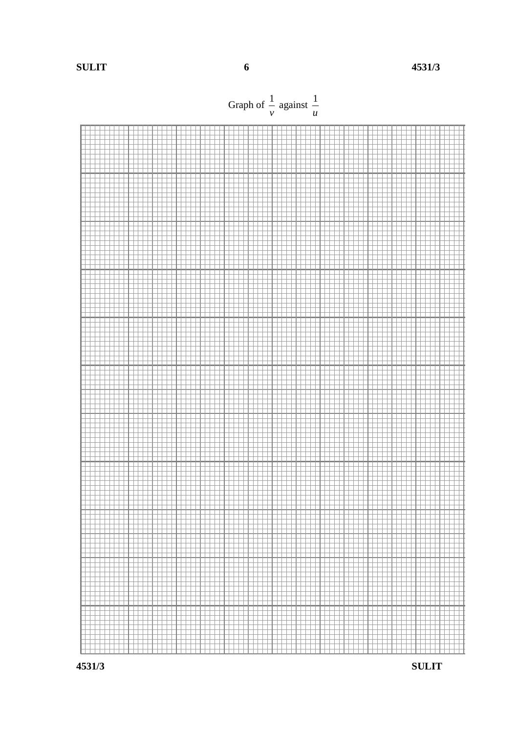Graph of $\frac{1}{v}$ against $\frac{1}{u}$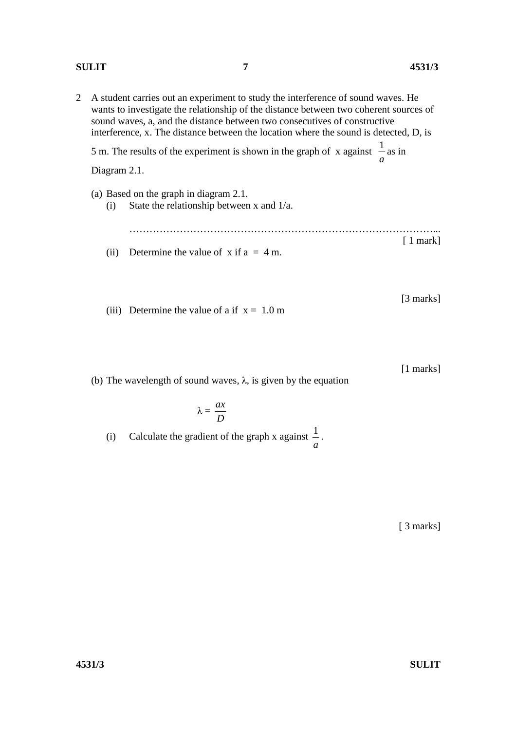2 A student carries out an experiment to study the interference of sound waves. He wants to investigate the relationship of the distance between two coherent sources of sound waves, a, and the distance between two consecutives of constructive interference, x. The distance between the location where the sound is detected, D, is 5 m. The results of the experiment is shown in the graph of x against $\frac{1}{a}$ as in Diagram 2.1.

(a) Based on the graph in diagram 2.1.

(i) State the relationship between x and 1/a.

…………………………………………………………………………………...

[ 1 mark]

(ii) Determine the value of x if a = 4 m.

[3 marks]

(iii) Determine the value of a if x = 1.0 m

[1 marks]

(b) The wavelength of sound waves, λ, is given by the equation

$$\lambda = \frac{ax}{D}$$

(i) Calculate the gradient of the graph x against $\frac{1}{a}$.

[ 3 marks]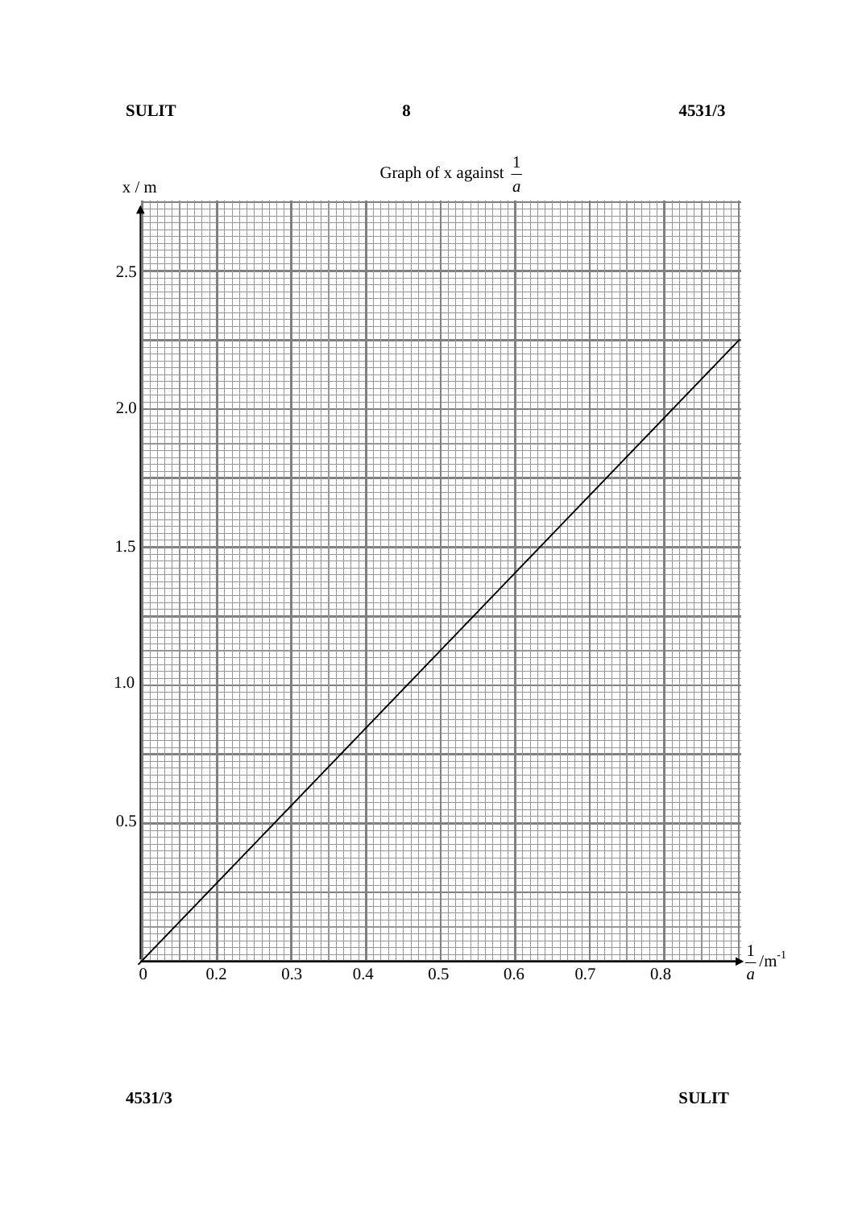Graph of x against $\frac{1}{a}$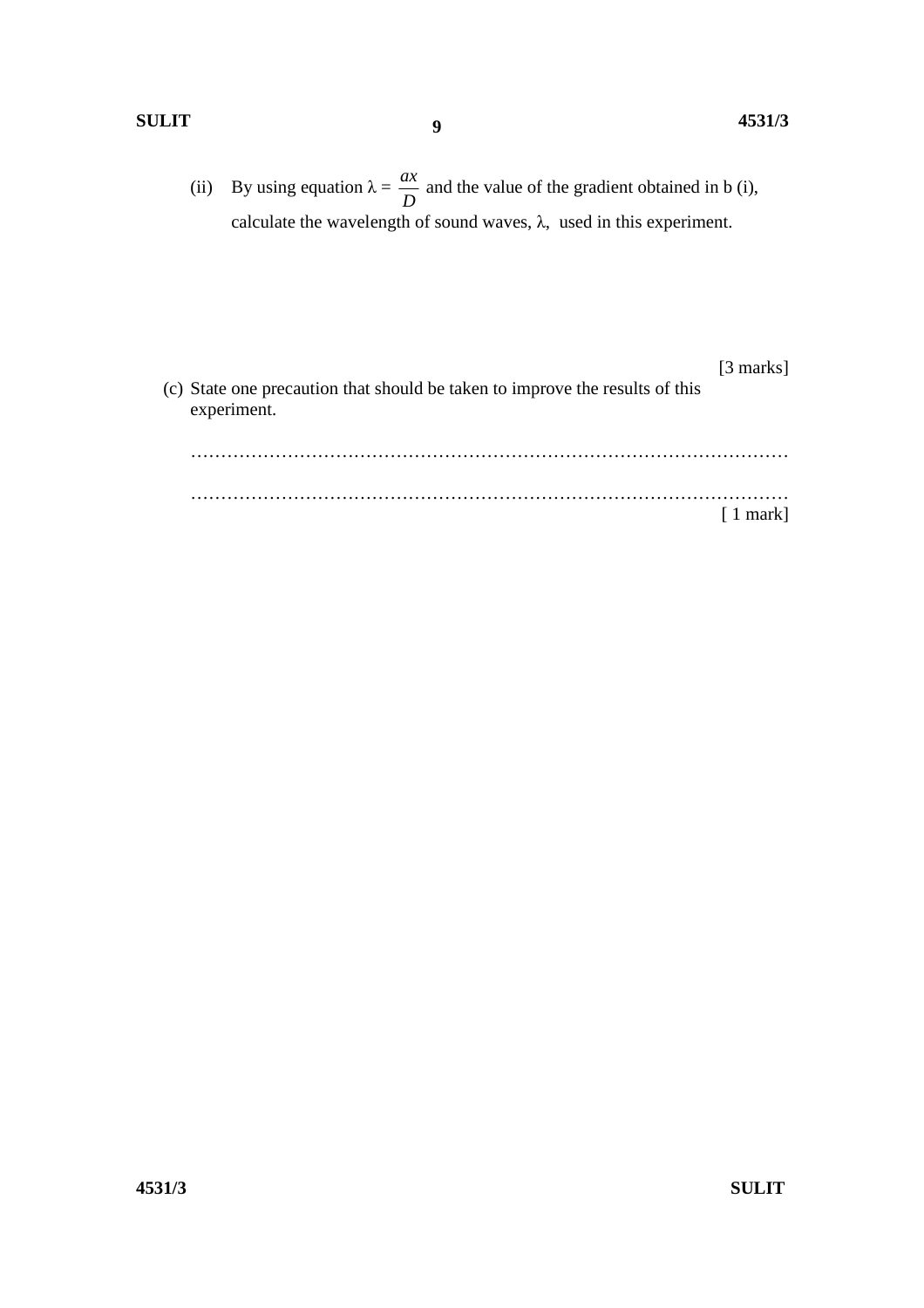(ii) By using equation $\lambda = \dfrac{ax}{D}$ and the value of the gradient obtained in b (i), calculate the wavelength of sound waves, $\lambda$, used in this experiment.

[3 marks]

(c) State one precaution that should be taken to improve the results of this experiment.

…………………………………………………………………………………………

…………………………………………………………………………………………

[ 1 mark]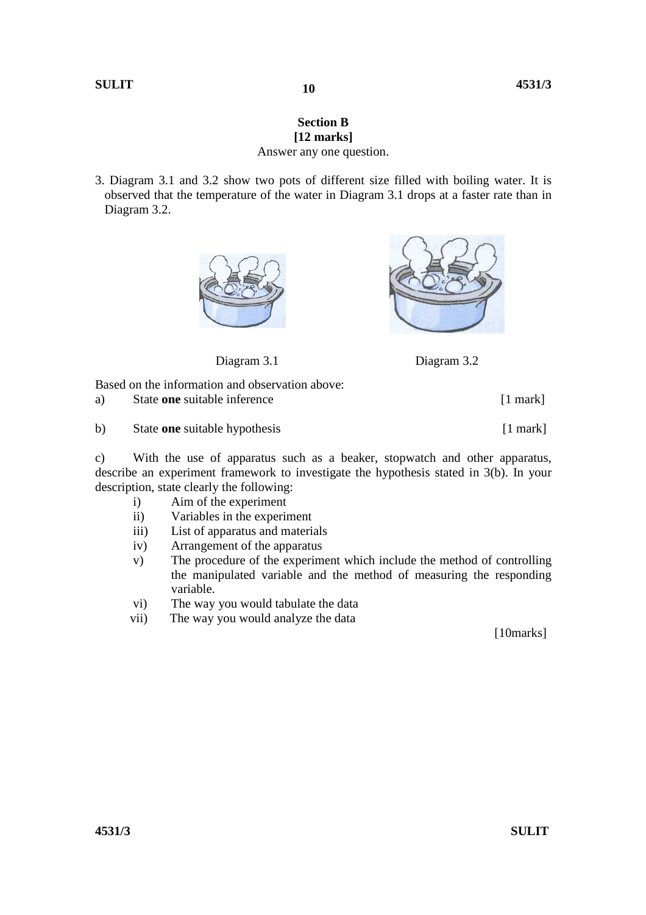**Section B**
**[12 marks]**
Answer any one question.

3. Diagram 3.1 and 3.2 show two pots of different size filled with boiling water. It is observed that the temperature of the water in Diagram 3.1 drops at a faster rate than in Diagram 3.2.

Diagram 3.1 Diagram 3.2

Based on the information and observation above:

a) State **one** suitable inference [1 mark]

b) State **one** suitable hypothesis [1 mark]

c) With the use of apparatus such as a beaker, stopwatch and other apparatus, describe an experiment framework to investigate the hypothesis stated in 3(b). In your description, state clearly the following:

i) Aim of the experiment
ii) Variables in the experiment
iii) List of apparatus and materials
iv) Arrangement of the apparatus
v) The procedure of the experiment which include the method of controlling the manipulated variable and the method of measuring the responding variable.
vi) The way you would tabulate the data
vii) The way you would analyze the data

[10marks]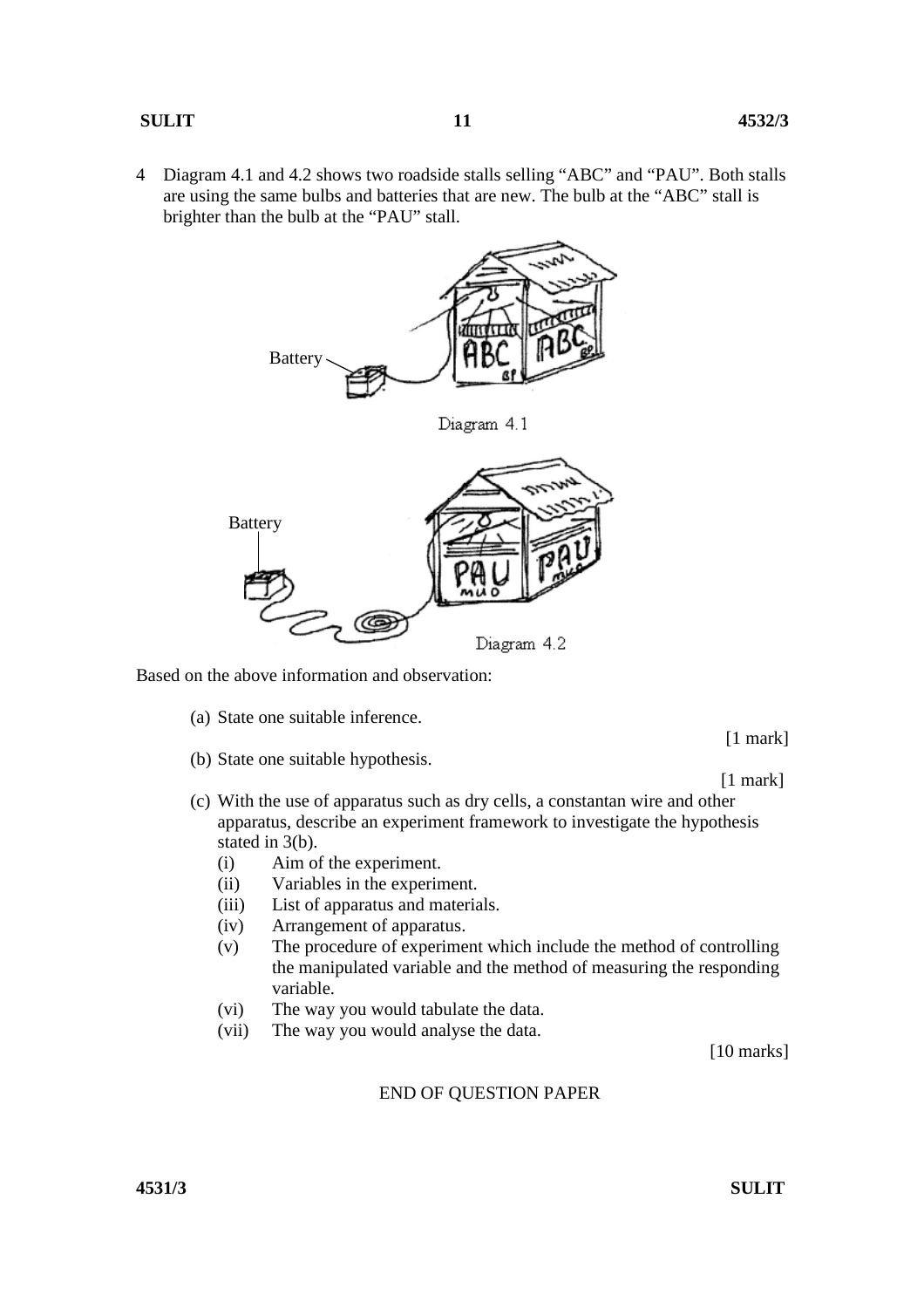4 Diagram 4.1 and 4.2 shows two roadside stalls selling "ABC" and "PAU". Both stalls are using the same bulbs and batteries that are new. The bulb at the "ABC" stall is brighter than the bulb at the "PAU" stall.

Battery

Diagram 4.1

Battery

Diagram 4.2

Based on the above information and observation:

(a) State one suitable inference.

[1 mark]

(b) State one suitable hypothesis.

[1 mark]

(c) With the use of apparatus such as dry cells, a constantan wire and other apparatus, describe an experiment framework to investigate the hypothesis stated in 3(b).

- (i) Aim of the experiment.
- (ii) Variables in the experiment.
- (iii) List of apparatus and materials.
- (iv) Arrangement of apparatus.
- (v) The procedure of experiment which include the method of controlling the manipulated variable and the method of measuring the responding variable.
- (vi) The way you would tabulate the data.
- (vii) The way you would analyse the data.

[10 marks]

END OF QUESTION PAPER